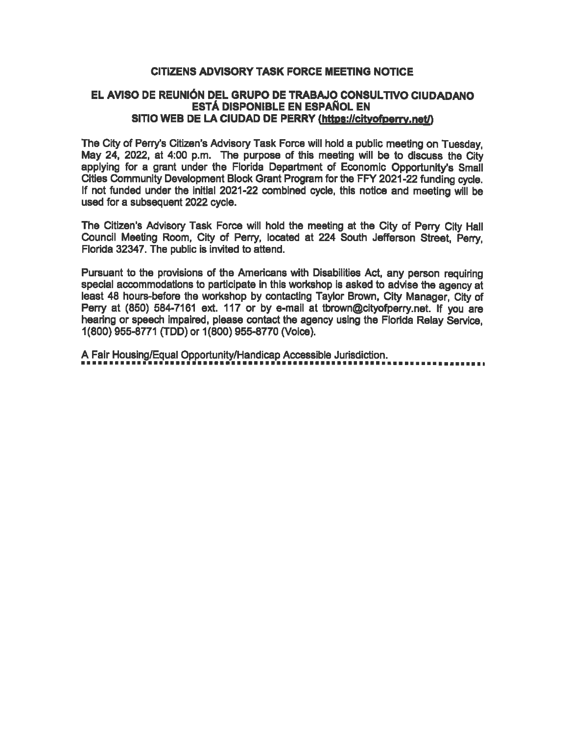## CITIZENS ADVISORY TASK FORCE MEETING NOTICE

## EL AVISO DE REUNIÓN DEL GRUPO DE TRABAJO CONSULTIVO CIUDADANO ESTÁ DISPONIBLE EN ESPAÑOL EN SITIO WEB DE LA CIUDAD DE PERRY (https://cityofperry.net/)

The City of Perry's Citizen's Advisory Task Force will hold a public meeting on Tuesday, May 24, 2022, at 4:00 p.m. The purpose of this meeting will be to discuss the City applying for a grant under the Florida Department of Economic Opportunity's Small Cities Community Development Block Grant Program for the FFY 2021-22 funding cycle. If not funded under the initial 2021-22 combined cycle, this notice and meeting will be used for a subsequent 2022 cycle.

The Citizen's Advisory Task Force will hold the meeting at the City of Perry City Hall Council Meeting Room, City of Perry, located at 224 South Jefferson Street, Perry, Florida 32347. The public is invited to attend.

Pursuant to the provisions of the Americans with Disabilities Act, any person requiring special accommodations to participate in this workshop is asked to advise the agency at least 48 hours-before the workshop by contacting Taylor Brown, City Manager, City of Perry at (850) 584-7161 ext. 117 or by e-mail at tbrown@cityofperry.net. If you are hearing or speech impaired, please contact the agency using the Florida Relay Service, 1(800) 955-8771 (TDD) or 1(800) 955-8770 (Voice).

A Fair Housing/Equal Opportunity/Handicap Accessible Jurisdiction.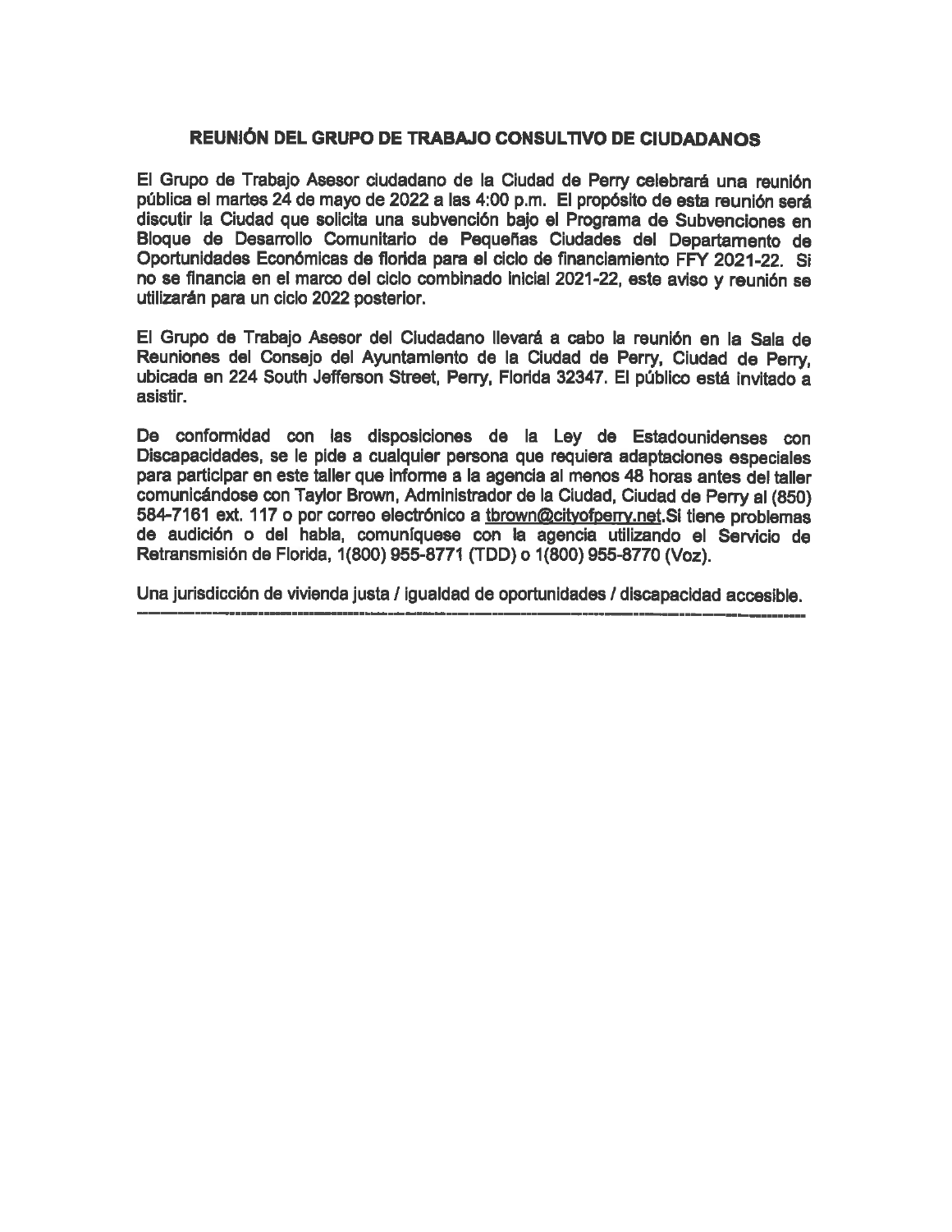## REUNIÓN DEL GRUPO DE TRABAJO CONSULTIVO DE CIUDADANOS

El Grupo de Trabajo Asesor ciudadano de la Ciudad de Perry celebrará una reunión pública el martes 24 de mayo de 2022 a las 4:00 p.m. El propósito de esta reunión será discutir la Ciudad que solicita una subvención bajo el Programa de Subvenciones en Bloque de Desarrollo Comunitario de Pequeñas Ciudades del Departamento de Oportunidades Económicas de florida para el ciclo de financiamiento FFY 2021-22. Si no se financia en el marco del ciclo combinado inicial 2021-22, este aviso y reunión se utilizarán para un ciclo 2022 posterior.

El Grupo de Trabajo Asesor del Ciudadano llevará a cabo la reunión en la Sala de Reuniones del Consejo del Ayuntamiento de la Ciudad de Perry, Ciudad de Perry, ubicada en 224 South Jefferson Street, Perry, Florida 32347. El público está invitado a asistir.

De conformidad con las disposiciones de la Ley de Estadounidenses con Discapacidades, se le pide a cualquier persona que requiera adaptaciones especiales para participar en este taller que informe a la agencia al menos 48 horas antes del taller comunicándose con Taylor Brown, Administrador de la Ciudad, Ciudad de Perry al (850) 584-7161 ext. 117 o por correo electrónico a tbrown@cityofperry.net.Si tiene problemas de audición o del habla, comuníquese con la agencia utilizando el Servicio de Retransmisión de Florida, 1(800) 955-8771 (TDD) o 1(800) 955-8770 (Voz).

Una jurisdicción de vivienda justa / igualdad de oportunidades / discapacidad accesible.

---